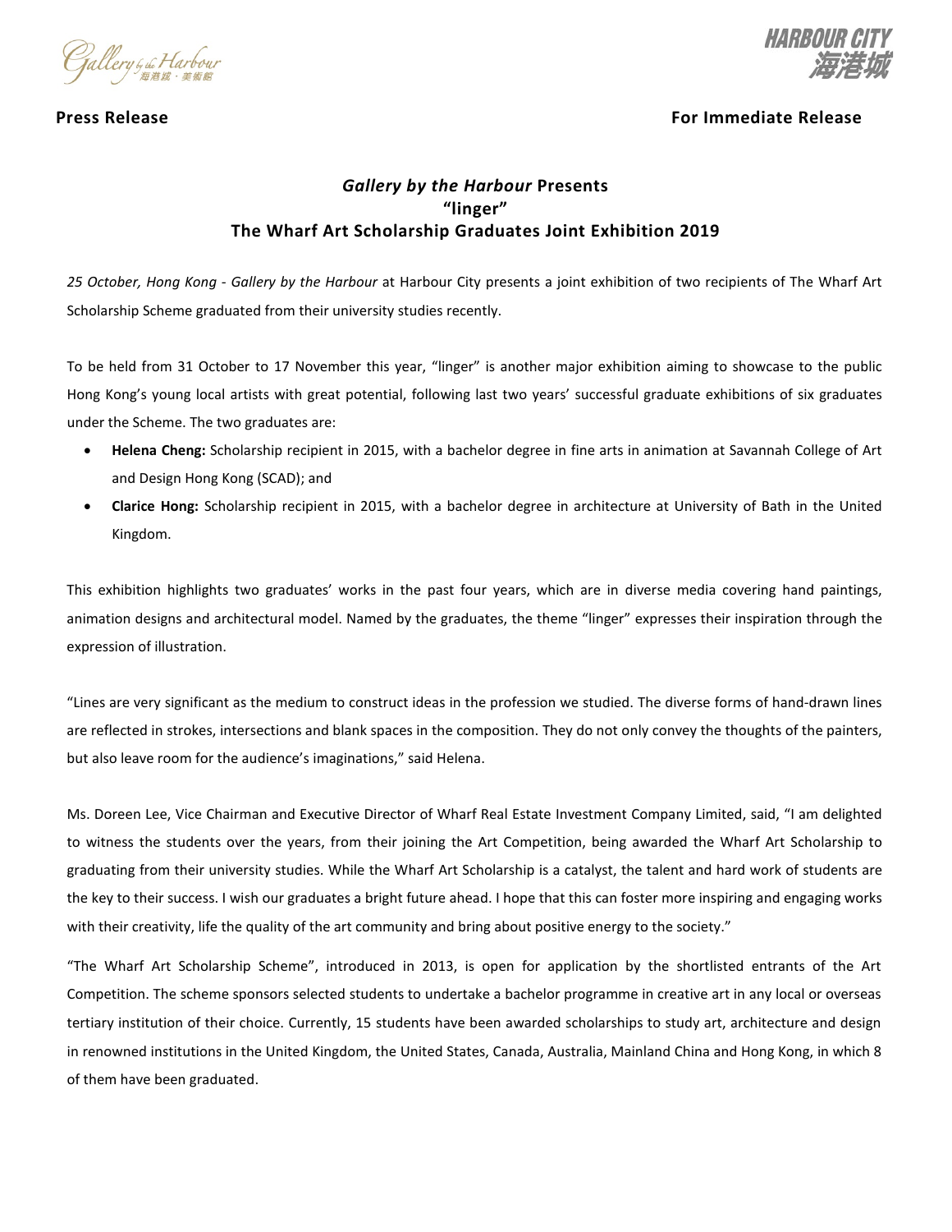Gallery by the Harbour 海港城・美術館

HARBOUR CITY 海港城

**Press Release** **For Immediate Release**

## *Gallery by the Harbour* Presents "linger" The Wharf Art Scholarship Graduates Joint Exhibition 2019

*25 October, Hong Kong - Gallery by the Harbour* at Harbour City presents a joint exhibition of two recipients of The Wharf Art Scholarship Scheme graduated from their university studies recently.

To be held from 31 October to 17 November this year, "linger" is another major exhibition aiming to showcase to the public Hong Kong's young local artists with great potential, following last two years' successful graduate exhibitions of six graduates under the Scheme. The two graduates are:

- **Helena Cheng:** Scholarship recipient in 2015, with a bachelor degree in fine arts in animation at Savannah College of Art and Design Hong Kong (SCAD); and
- **Clarice Hong:** Scholarship recipient in 2015, with a bachelor degree in architecture at University of Bath in the United Kingdom.

This exhibition highlights two graduates' works in the past four years, which are in diverse media covering hand paintings, animation designs and architectural model. Named by the graduates, the theme "linger" expresses their inspiration through the expression of illustration.

"Lines are very significant as the medium to construct ideas in the profession we studied. The diverse forms of hand-drawn lines are reflected in strokes, intersections and blank spaces in the composition. They do not only convey the thoughts of the painters, but also leave room for the audience's imaginations," said Helena.

Ms. Doreen Lee, Vice Chairman and Executive Director of Wharf Real Estate Investment Company Limited, said, "I am delighted to witness the students over the years, from their joining the Art Competition, being awarded the Wharf Art Scholarship to graduating from their university studies. While the Wharf Art Scholarship is a catalyst, the talent and hard work of students are the key to their success. I wish our graduates a bright future ahead. I hope that this can foster more inspiring and engaging works with their creativity, life the quality of the art community and bring about positive energy to the society."

"The Wharf Art Scholarship Scheme", introduced in 2013, is open for application by the shortlisted entrants of the Art Competition. The scheme sponsors selected students to undertake a bachelor programme in creative art in any local or overseas tertiary institution of their choice. Currently, 15 students have been awarded scholarships to study art, architecture and design in renowned institutions in the United Kingdom, the United States, Canada, Australia, Mainland China and Hong Kong, in which 8 of them have been graduated.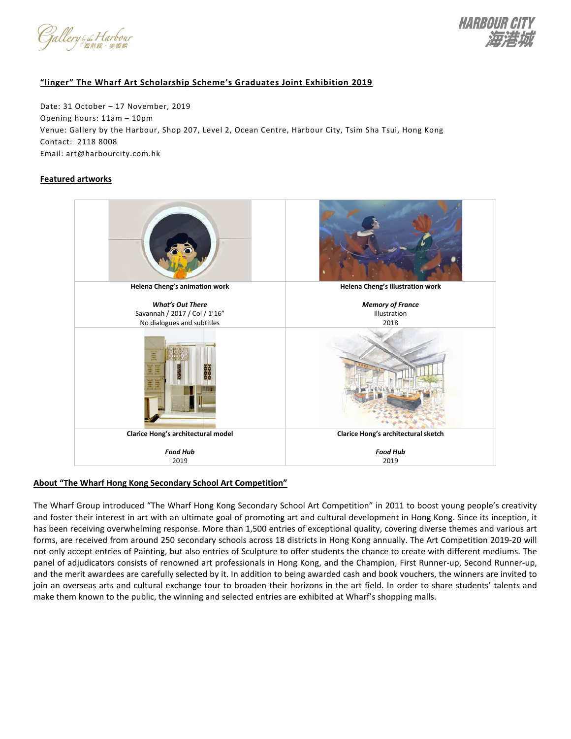## "linger" The Wharf Art Scholarship Scheme's Graduates Joint Exhibition 2019

Date: 31 October – 17 November, 2019
Opening hours: 11am – 10pm
Venue: Gallery by the Harbour, Shop 207, Level 2, Ocean Centre, Harbour City, Tsim Sha Tsui, Hong Kong
Contact: 2118 8008
Email: art@harbourcity.com.hk

### Featured artworks

| | |
|---|---|
| **Helena Cheng's animation work**<br><br>***What's Out There***<br>Savannah / 2017 / Col / 1'16"<br>No dialogues and subtitles | **Helena Cheng's illustration work**<br><br>***Memory of France***<br>Illustration<br>2018 |
| **Clarice Hong's architectural model**<br><br>***Food Hub***<br>2019 | **Clarice Hong's architectural sketch**<br><br>***Food Hub***<br>2019 |

### About "The Wharf Hong Kong Secondary School Art Competition"

The Wharf Group introduced "The Wharf Hong Kong Secondary School Art Competition" in 2011 to boost young people's creativity and foster their interest in art with an ultimate goal of promoting art and cultural development in Hong Kong. Since its inception, it has been receiving overwhelming response. More than 1,500 entries of exceptional quality, covering diverse themes and various art forms, are received from around 250 secondary schools across 18 districts in Hong Kong annually. The Art Competition 2019-20 will not only accept entries of Painting, but also entries of Sculpture to offer students the chance to create with different mediums. The panel of adjudicators consists of renowned art professionals in Hong Kong, and the Champion, First Runner-up, Second Runner-up, and the merit awardees are carefully selected by it. In addition to being awarded cash and book vouchers, the winners are invited to join an overseas arts and cultural exchange tour to broaden their horizons in the art field. In order to share students' talents and make them known to the public, the winning and selected entries are exhibited at Wharf's shopping malls.